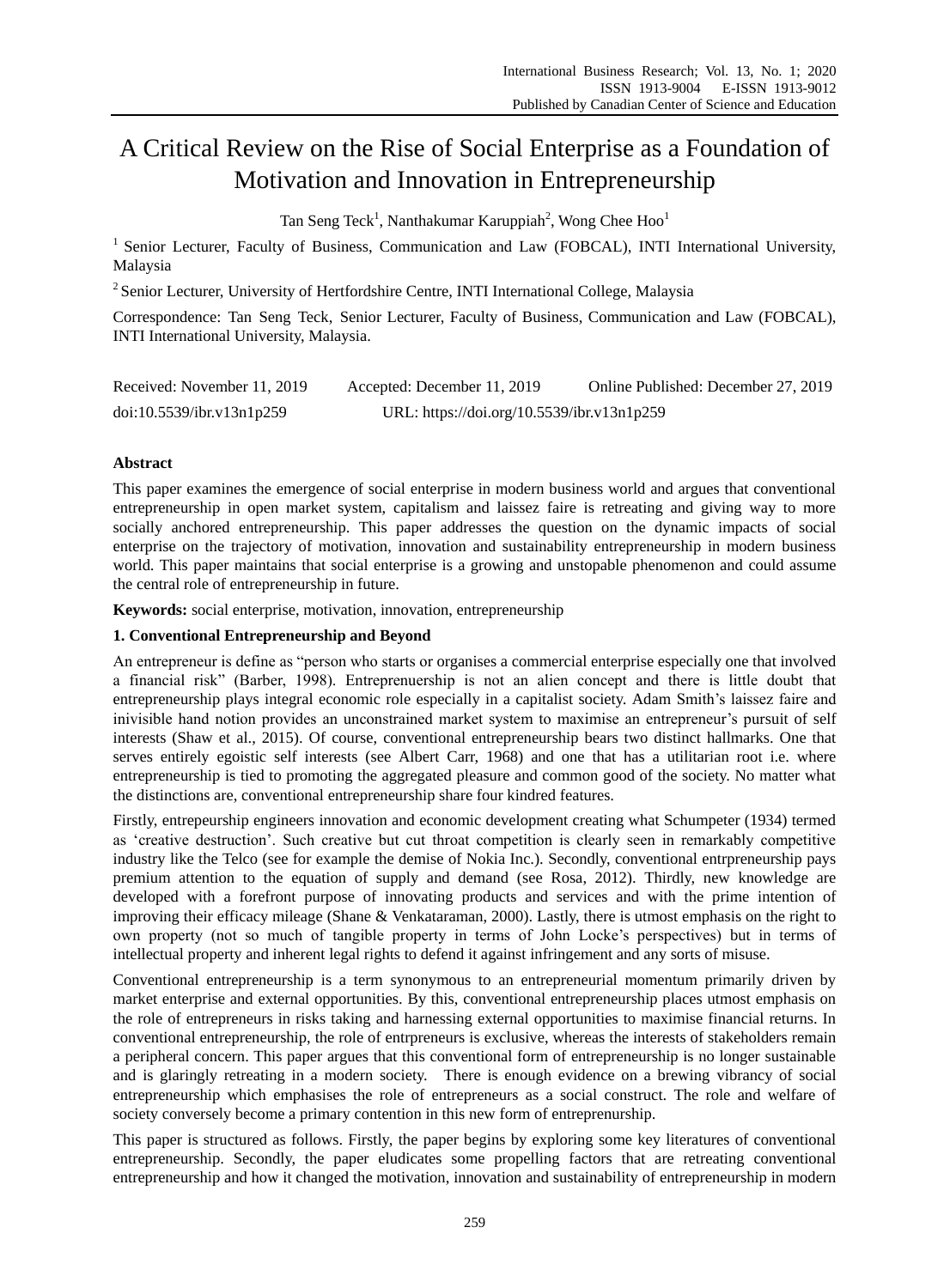# A Critical Review on the Rise of Social Enterprise as a Foundation of Motivation and Innovation in Entrepreneurship

Tan Seng Teck[1], Nanthakumar Karuppiah[2], Wong Chee Hoo[1]

[1] Senior Lecturer, Faculty of Business, Communication and Law (FOBCAL), INTI International University, Malaysia

[2] Senior Lecturer, University of Hertfordshire Centre, INTI International College, Malaysia

Correspondence: Tan Seng Teck, Senior Lecturer, Faculty of Business, Communication and Law (FOBCAL), INTI International University, Malaysia.

Received: November 11, 2019 Accepted: December 11, 2019 Online Published: December 27, 2019

doi:10.5539/ibr.v13n1p259 URL: https://doi.org/10.5539/ibr.v13n1p259

## Abstract

This paper examines the emergence of social enterprise in modern business world and argues that conventional entrepreneurship in open market system, capitalism and laissez faire is retreating and giving way to more socially anchored entrepreneurship. This paper addresses the question on the dynamic impacts of social enterprise on the trajectory of motivation, innovation and sustainability entrepreneurship in modern business world. This paper maintains that social enterprise is a growing and unstopable phenomenon and could assume the central role of entrepreneurship in future.

**Keywords:** social enterprise, motivation, innovation, entrepreneurship

## 1. Conventional Entrepreneurship and Beyond

An entrepreneur is define as "person who starts or organises a commercial enterprise especially one that involved a financial risk" (Barber, 1998). Entreprenuership is not an alien concept and there is little doubt that entrepreneurship plays integral economic role especially in a capitalist society. Adam Smith's laissez faire and inivisible hand notion provides an unconstrained market system to maximise an entrepreneur's pursuit of self interests (Shaw et al., 2015). Of course, conventional entrepreneurship bears two distinct hallmarks. One that serves entirely egoistic self interests (see Albert Carr, 1968) and one that has a utilitarian root i.e. where entrepreneurship is tied to promoting the aggregated pleasure and common good of the society. No matter what the distinctions are, conventional entrepreneurship share four kindred features.

Firstly, entrepeurship engineers innovation and economic development creating what Schumpeter (1934) termed as 'creative destruction'. Such creative but cut throat competition is clearly seen in remarkably competitive industry like the Telco (see for example the demise of Nokia Inc.). Secondly, conventional entrpreneurship pays premium attention to the equation of supply and demand (see Rosa, 2012). Thirdly, new knowledge are developed with a forefront purpose of innovating products and services and with the prime intention of improving their efficacy mileage (Shane & Venkataraman, 2000). Lastly, there is utmost emphasis on the right to own property (not so much of tangible property in terms of John Locke's perspectives) but in terms of intellectual property and inherent legal rights to defend it against infringement and any sorts of misuse.

Conventional entrepreneurship is a term synonymous to an entrepreneurial momentum primarily driven by market enterprise and external opportunities. By this, conventional entrepreneurship places utmost emphasis on the role of entrepreneurs in risks taking and harnessing external opportunities to maximise financial returns. In conventional entrepreneurship, the role of entrpreneurs is exclusive, whereas the interests of stakeholders remain a peripheral concern. This paper argues that this conventional form of entrepreneurship is no longer sustainable and is glaringly retreating in a modern society. There is enough evidence on a brewing vibrancy of social entrepreneurship which emphasises the role of entrepreneurs as a social construct. The role and welfare of society conversely become a primary contention in this new form of entreprenurship.

This paper is structured as follows. Firstly, the paper begins by exploring some key literatures of conventional entrepreneurship. Secondly, the paper eludicates some propelling factors that are retreating conventional entrepreneurship and how it changed the motivation, innovation and sustainability of entrepreneurship in modern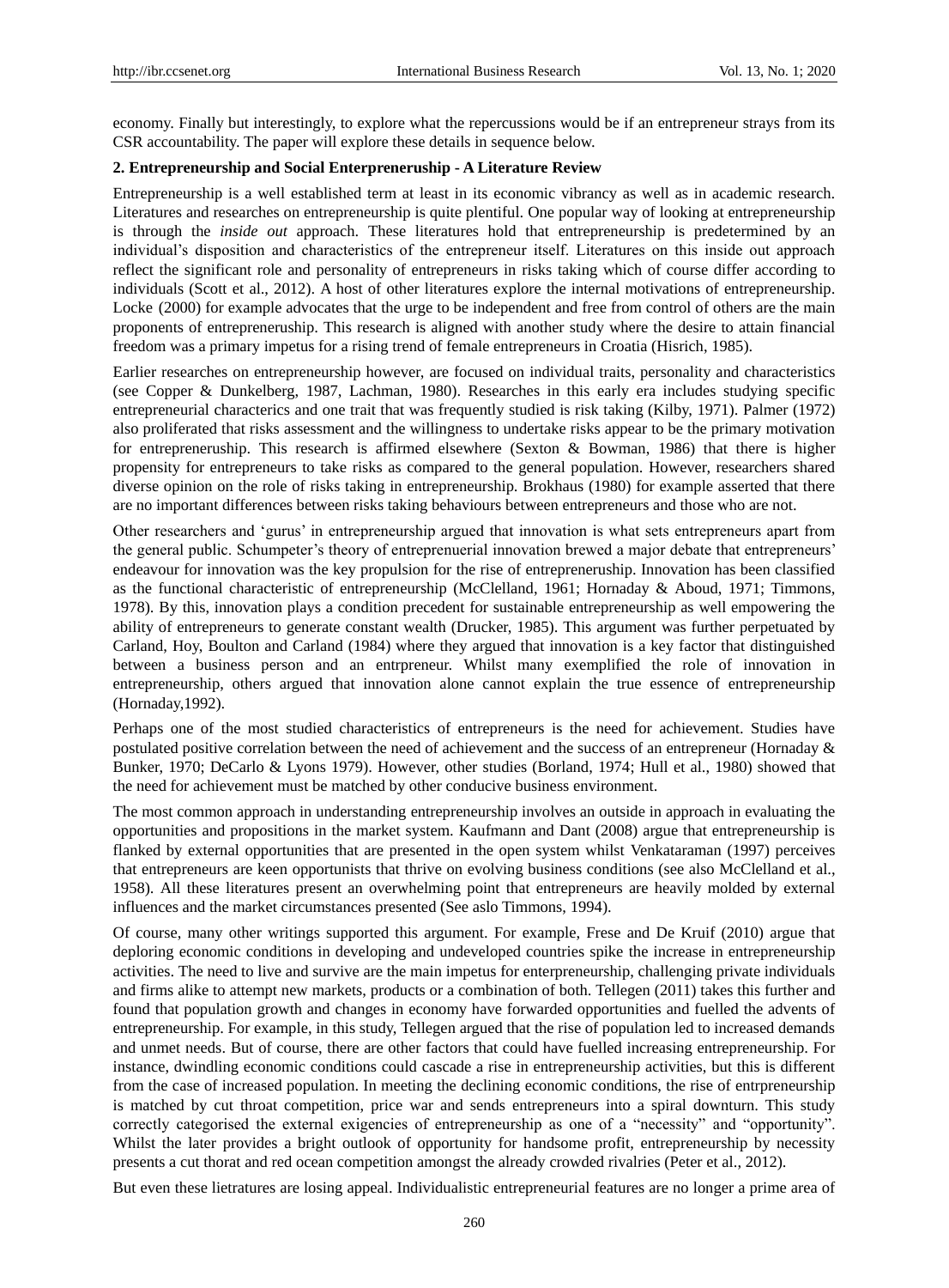economy. Finally but interestingly, to explore what the repercussions would be if an entrepreneur strays from its CSR accountability. The paper will explore these details in sequence below.

## 2. Entrepreneurship and Social Enterpreneruship - A Literature Review

Entrepreneurship is a well established term at least in its economic vibrancy as well as in academic research. Literatures and researches on entrepreneurship is quite plentiful. One popular way of looking at entrepreneurship is through the *inside out* approach. These literatures hold that entrepreneurship is predetermined by an individual's disposition and characteristics of the entrepreneur itself. Literatures on this inside out approach reflect the significant role and personality of entrepreneurs in risks taking which of course differ according to individuals (Scott et al., 2012). A host of other literatures explore the internal motivations of entrepreneurship. Locke (2000) for example advocates that the urge to be independent and free from control of others are the main proponents of entrepreneruship. This research is aligned with another study where the desire to attain financial freedom was a primary impetus for a rising trend of female entrepreneurs in Croatia (Hisrich, 1985).

Earlier researches on entrepreneurship however, are focused on individual traits, personality and characteristics (see Copper & Dunkelberg, 1987, Lachman, 1980). Researches in this early era includes studying specific entrepreneurial charactericss and one trait that was frequently studied is risk taking (Kilby, 1971). Palmer (1972) also proliferated that risks assessment and the willingness to undertake risks appear to be the primary motivation for entrepreneruship. This research is affirmed elsewhere (Sexton & Bowman, 1986) that there is higher propensity for entrepreneurs to take risks as compared to the general population. However, researchers shared diverse opinion on the role of risks taking in entrepreneurship. Brokhaus (1980) for example asserted that there are no important differences between risks taking behaviours between entrepreneurs and those who are not.

Other researchers and 'gurus' in entrepreneurship argued that innovation is what sets entrepreneurs apart from the general public. Schumpeter's theory of entreprenuerial innovation brewed a major debate that entrepreneurs' endeavour for innovation was the key propulsion for the rise of entrepreneruship. Innovation has been classified as the functional characteristic of entrepreneurship (McClelland, 1961; Hornaday & Aboud, 1971; Timmons, 1978). By this, innovation plays a condition precedent for sustainable entrepreneurship as well empowering the ability of entrepreneurs to generate constant wealth (Drucker, 1985). This argument was further perpetuated by Carland, Hoy, Boulton and Carland (1984) where they argued that innovation is a key factor that distinguished between a business person and an entrpreneur. Whilst many exemplified the role of innovation in entrepreneurship, others argued that innovation alone cannot explain the true essence of entrepreneurship (Hornaday,1992).

Perhaps one of the most studied characteristics of entrepreneurs is the need for achievement. Studies have postulated positive correlation between the need of achievement and the success of an entrepreneur (Hornaday & Bunker, 1970; DeCarlo & Lyons 1979). However, other studies (Borland, 1974; Hull et al., 1980) showed that the need for achievement must be matched by other conducive business environment.

The most common approach in understanding entrepreneurship involves an outside in approach in evaluating the opportunities and propositions in the market system. Kaufmann and Dant (2008) argue that entrepreneurship is flanked by external opportunities that are presented in the open system whilst Venkataraman (1997) perceives that entrepreneurs are keen opportunists that thrive on evolving business conditions (see also McClelland et al., 1958). All these literatures present an overwhelming point that entrepreneurs are heavily molded by external influences and the market circumstances presented (See aslo Timmons, 1994).

Of course, many other writings supported this argument. For example, Frese and De Kruif (2010) argue that deploring economic conditions in developing and undeveloped countries spike the increase in entrepreneurship activities. The need to live and survive are the main impetus for enterpreneurship, challenging private individuals and firms alike to attempt new markets, products or a combination of both. Tellegen (2011) takes this further and found that population growth and changes in economy have forwarded opportunities and fuelled the advents of entrepreneurship. For example, in this study, Tellegen argued that the rise of population led to increased demands and unmet needs. But of course, there are other factors that could have fuelled increasing entrepreneurship. For instance, dwindling economic conditions could cascade a rise in entrepreneurship activities, but this is different from the case of increased population. In meeting the declining economic conditions, the rise of entrpreneurship is matched by cut throat competition, price war and sends entrepreneurs into a spiral downturn. This study correctly categorised the external exigencies of entrepreneurship as one of a "necessity" and "opportunity". Whilst the later provides a bright outlook of opportunity for handsome profit, entrepreneurship by necessity presents a cut thorat and red ocean competition amongst the already crowded rivalries (Peter et al., 2012).

But even these lietratures are losing appeal. Individualistic entrepreneurial features are no longer a prime area of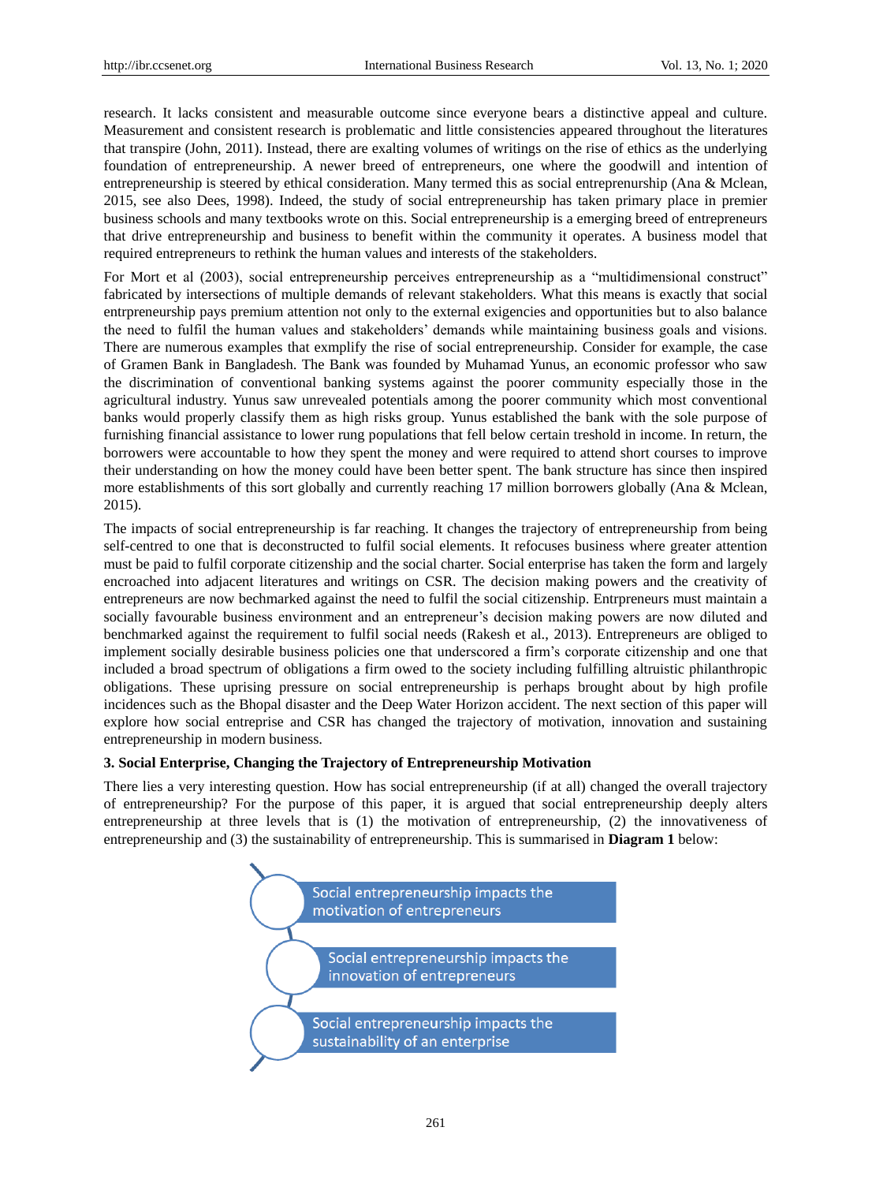research. It lacks consistent and measurable outcome since everyone bears a distinctive appeal and culture. Measurement and consistent research is problematic and little consistencies appeared throughout the literatures that transpire (John, 2011). Instead, there are exalting volumes of writings on the rise of ethics as the underlying foundation of entrepreneurship. A newer breed of entrepreneurs, one where the goodwill and intention of entrepreneurship is steered by ethical consideration. Many termed this as social entreprenurship (Ana & Mclean, 2015, see also Dees, 1998). Indeed, the study of social entrepreneurship has taken primary place in premier business schools and many textbooks wrote on this. Social entrepreneurship is a emerging breed of entrepreneurs that drive entrepreneurship and business to benefit within the community it operates. A business model that required entrepreneurs to rethink the human values and interests of the stakeholders.

For Mort et al (2003), social entrepreneurship perceives entrepreneurship as a "multidimensional construct" fabricated by intersections of multiple demands of relevant stakeholders. What this means is exactly that social entrpreneurship pays premium attention not only to the external exigencies and opportunities but to also balance the need to fulfil the human values and stakeholders' demands while maintaining business goals and visions. There are numerous examples that exmplify the rise of social entrepreneurship. Consider for example, the case of Gramen Bank in Bangladesh. The Bank was founded by Muhamad Yunus, an economic professor who saw the discrimination of conventional banking systems against the poorer community especially those in the agricultural industry. Yunus saw unrevealed potentials among the poorer community which most conventional banks would properly classify them as high risks group. Yunus established the bank with the sole purpose of furnishing financial assistance to lower rung populations that fell below certain treshold in income. In return, the borrowers were accountable to how they spent the money and were required to attend short courses to improve their understanding on how the money could have been better spent. The bank structure has since then inspired more establishments of this sort globally and currently reaching 17 million borrowers globally (Ana & Mclean, 2015).

The impacts of social entrepreneurship is far reaching. It changes the trajectory of entrepreneurship from being self-centred to one that is deconstructed to fulfil social elements. It refocuses business where greater attention must be paid to fulfil corporate citizenship and the social charter. Social enterprise has taken the form and largely encroached into adjacent literatures and writings on CSR. The decision making powers and the creativity of entrepreneurs are now bechmarked against the need to fulfil the social citizenship. Entrpreneurs must maintain a socially favourable business environment and an entrepreneur's decision making powers are now diluted and benchmarked against the requirement to fulfil social needs (Rakesh et al., 2013). Entrepreneurs are obliged to implement socially desirable business policies one that underscored a firm's corporate citizenship and one that included a broad spectrum of obligations a firm owed to the society including fulfilling altruistic philanthropic obligations. These uprising pressure on social entrepreneurship is perhaps brought about by high profile incidences such as the Bhopal disaster and the Deep Water Horizon accident. The next section of this paper will explore how social entreprise and CSR has changed the trajectory of motivation, innovation and sustaining entrepreneurship in modern business.

### 3. Social Enterprise, Changing the Trajectory of Entrepreneurship Motivation

There lies a very interesting question. How has social entrepreneurship (if at all) changed the overall trajectory of entrepreneurship? For the purpose of this paper, it is argued that social entrepreneurship deeply alters entrepreneurship at three levels that is (1) the motivation of entrepreneurship, (2) the innovativeness of entrepreneurship and (3) the sustainability of entrepreneurship. This is summarised in **Diagram 1** below:

- Social entrepreneurship impacts the motivation of entrepreneurs
- Social entrepreneurship impacts the innovation of entrepreneurs
- Social entrepreneurship impacts the sustainability of an enterprise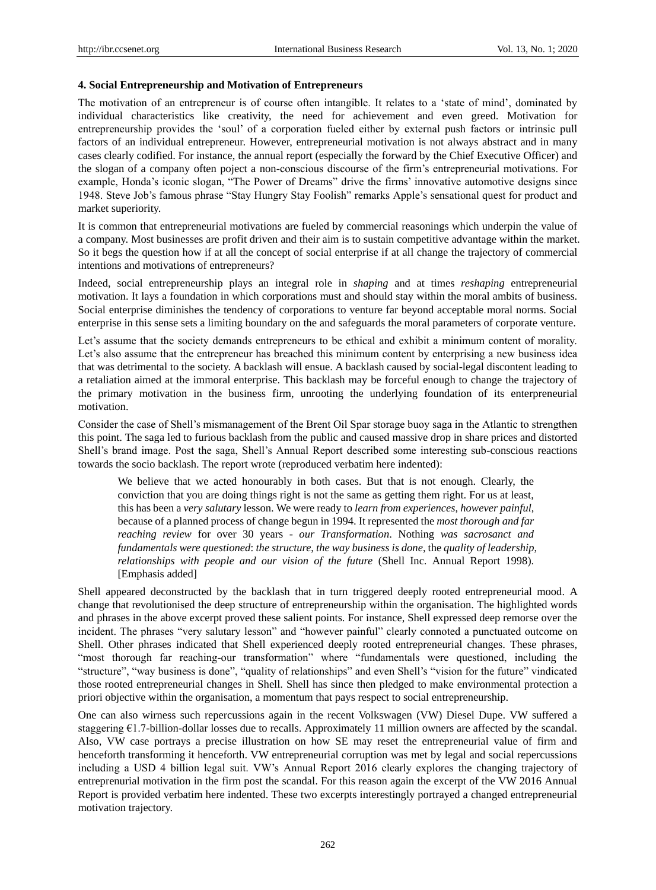#### 4. Social Entrepreneurship and Motivation of Entrepreneurs

The motivation of an entrepreneur is of course often intangible. It relates to a 'state of mind', dominated by individual characteristics like creativity, the need for achievement and even greed. Motivation for entrepreneurship provides the 'soul' of a corporation fueled either by external push factors or intrinsic pull factors of an individual entrepreneur. However, entrepreneurial motivation is not always abstract and in many cases clearly codified. For instance, the annual report (especially the forward by the Chief Executive Officer) and the slogan of a company often poject a non-conscious discourse of the firm's entrepreneurial motivations. For example, Honda's iconic slogan, "The Power of Dreams" drive the firms' innovative automotive designs since 1948. Steve Job's famous phrase "Stay Hungry Stay Foolish" remarks Apple's sensational quest for product and market superiority.

It is common that entrepreneurial motivations are fueled by commercial reasonings which underpin the value of a company. Most businesses are profit driven and their aim is to sustain competitive advantage within the market. So it begs the question how if at all the concept of social enterprise if at all change the trajectory of commercial intentions and motivations of entrepreneurs?

Indeed, social entrepreneurship plays an integral role in *shaping* and at times *reshaping* entrepreneurial motivation. It lays a foundation in which corporations must and should stay within the moral ambits of business. Social enterprise diminishes the tendency of corporations to venture far beyond acceptable moral norms. Social enterprise in this sense sets a limiting boundary on the and safeguards the moral parameters of corporate venture.

Let's assume that the society demands entrepreneurs to be ethical and exhibit a minimum content of morality. Let's also assume that the entrepreneur has breached this minimum content by enterprising a new business idea that was detrimental to the society. A backlash will ensue. A backlash caused by social-legal discontent leading to a retaliation aimed at the immoral enterprise. This backlash may be forceful enough to change the trajectory of the primary motivation in the business firm, unrooting the underlying foundation of its enterprenuerial motivation.

Consider the case of Shell's mismanagement of the Brent Oil Spar storage buoy saga in the Atlantic to strengthen this point. The saga led to furious backlash from the public and caused massive drop in share prices and distorted Shell's brand image. Post the saga, Shell's Annual Report described some interesting sub-conscious reactions towards the socio backlash. The report wrote (reproduced verbatim here indented):

> We believe that we acted honourably in both cases. But that is not enough. Clearly, the conviction that you are doing things right is not the same as getting them right. For us at least, this has been a *very salutary* lesson. We were ready to *learn from experiences, however painful*, because of a planned process of change begun in 1994. It represented the *most thorough and far reaching review* for over 30 years - *our Transformation*. Nothing *was sacrosanct and fundamentals were questioned*: *the structure, the way business is done*, the *quality of leadership, relationships with people and our vision of the future* (Shell Inc. Annual Report 1998). [Emphasis added]

Shell appeared deconstructed by the backlash that in turn triggered deeply rooted entrepreneurial mood. A change that revolutionised the deep structure of entrepreneurship within the organisation. The highlighted words and phrases in the above excerpt proved these salient points. For instance, Shell expressed deep remorse over the incident. The phrases "very salutary lesson" and "however painful" clearly connoted a punctuated outcome on Shell. Other phrases indicated that Shell experienced deeply rooted entrepreneurial changes. These phrases, "most thorough far reaching-our transformation" where "fundamentals were questioned, including the "structure", "way business is done", "quality of relationships" and even Shell's "vision for the future" vindicated those rooted entrepreneurial changes in Shell. Shell has since then pledged to make environmental protection a priori objective within the organisation, a momentum that pays respect to social entrepreneurship.

One can also wirness such repercussions again in the recent Volkswagen (VW) Diesel Dupe. VW suffered a staggering €1.7-billion-dollar losses due to recalls. Approximately 11 million owners are affected by the scandal. Also, VW case portrays a precise illustration on how SE may reset the entrepreneurial value of firm and henceforth transforming it henceforth. VW entrepreneurial corruption was met by legal and social repercussions including a USD 4 billion legal suit. VW's Annual Report 2016 clearly explores the changing trajectory of entreprenurial motivation in the firm post the scandal. For this reason again the excerpt of the VW 2016 Annual Report is provided verbatim here indented. These two excerpts interestingly portrayed a changed entrepreneurial motivation trajectory.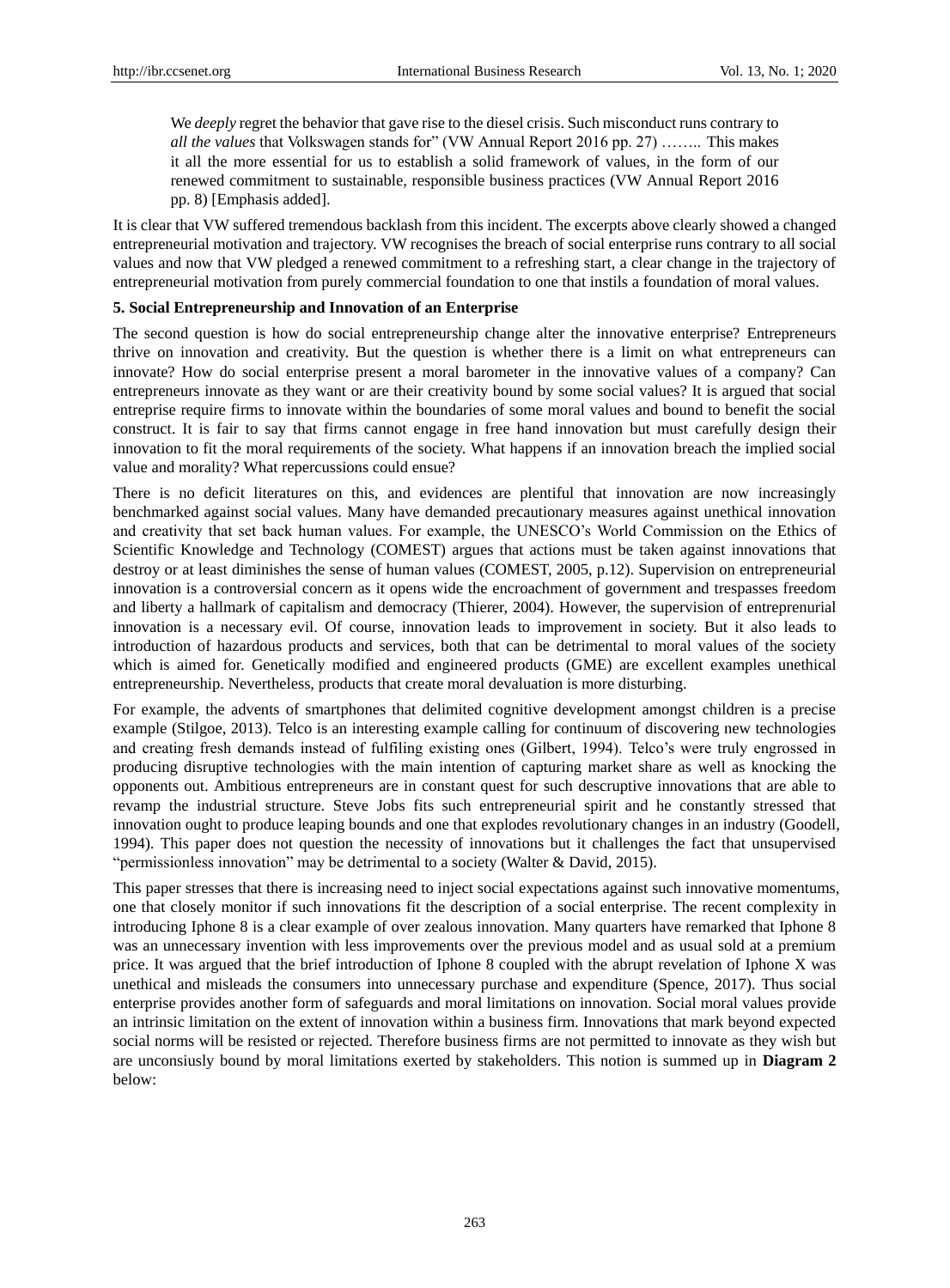> We *deeply* regret the behavior that gave rise to the diesel crisis. Such misconduct runs contrary to *all the values* that Volkswagen stands for" (VW Annual Report 2016 pp. 27) …….. This makes it all the more essential for us to establish a solid framework of values, in the form of our renewed commitment to sustainable, responsible business practices (VW Annual Report 2016 pp. 8) [Emphasis added].

It is clear that VW suffered tremendous backlash from this incident. The excerpts above clearly showed a changed entrepreneurial motivation and trajectory. VW recognises the breach of social enterprise runs contrary to all social values and now that VW pledged a renewed commitment to a refreshing start, a clear change in the trajectory of entrepreneurial motivation from purely commercial foundation to one that instils a foundation of moral values.

**5. Social Entrepreneurship and Innovation of an Enterprise**

The second question is how do social entrepreneurship change alter the innovative enterprise? Entrepreneurs thrive on innovation and creativity. But the question is whether there is a limit on what entrepreneurs can innovate? How do social enterprise present a moral barometer in the innovative values of a company? Can entrepreneurs innovate as they want or are their creativity bound by some social values? It is argued that social entreprise require firms to innovate within the boundaries of some moral values and bound to benefit the social construct. It is fair to say that firms cannot engage in free hand innovation but must carefully design their innovation to fit the moral requirements of the society. What happens if an innovation breach the implied social value and morality? What repercussions could ensue?

There is no deficit literatures on this, and evidences are plentiful that innovation are now increasingly benchmarked against social values. Many have demanded precautionary measures against unethical innovation and creativity that set back human values. For example, the UNESCO's World Commission on the Ethics of Scientific Knowledge and Technology (COMEST) argues that actions must be taken against innovations that destroy or at least diminishes the sense of human values (COMEST, 2005, p.12). Supervision on entrepreneurial innovation is a controversial concern as it opens wide the encroachment of government and trespasses freedom and liberty a hallmark of capitalism and democracy (Thierer, 2004). However, the supervision of entreprenurial innovation is a necessary evil. Of course, innovation leads to improvement in society. But it also leads to introduction of hazardous products and services, both that can be detrimental to moral values of the society which is aimed for. Genetically modified and engineered products (GME) are excellent examples unethical entrepreneurship. Nevertheless, products that create moral devaluation is more disturbing.

For example, the advents of smartphones that delimited cognitive development amongst children is a precise example (Stilgoe, 2013). Telco is an interesting example calling for continuum of discovering new technologies and creating fresh demands instead of fulfiling existing ones (Gilbert, 1994). Telco's were truly engrossed in producing disruptive technologies with the main intention of capturing market share as well as knocking the opponents out. Ambitious entrepreneurs are in constant quest for such descruptive innovations that are able to revamp the industrial structure. Steve Jobs fits such entrepreneurial spirit and he constantly stressed that innovation ought to produce leaping bounds and one that explodes revolutionary changes in an industry (Goodell, 1994). This paper does not question the necessity of innovations but it challenges the fact that unsupervised "permissionless innovation" may be detrimental to a society (Walter & David, 2015).

This paper stresses that there is increasing need to inject social expectations against such innovative momentums, one that closely monitor if such innovations fit the description of a social enterprise. The recent complexity in introducing Iphone 8 is a clear example of over zealous innovation. Many quarters have remarked that Iphone 8 was an unnecessary invention with less improvements over the previous model and as usual sold at a premium price. It was argued that the brief introduction of Iphone 8 coupled with the abrupt revelation of Iphone X was unethical and misleads the consumers into unnecessary purchase and expenditure (Spence, 2017). Thus social enterprise provides another form of safeguards and moral limitations on innovation. Social moral values provide an intrinsic limitation on the extent of innovation within a business firm. Innovations that mark beyond expected social norms will be resisted or rejected. Therefore business firms are not permitted to innovate as they wish but are unconsiusly bound by moral limitations exerted by stakeholders. This notion is summed up in **Diagram 2** below: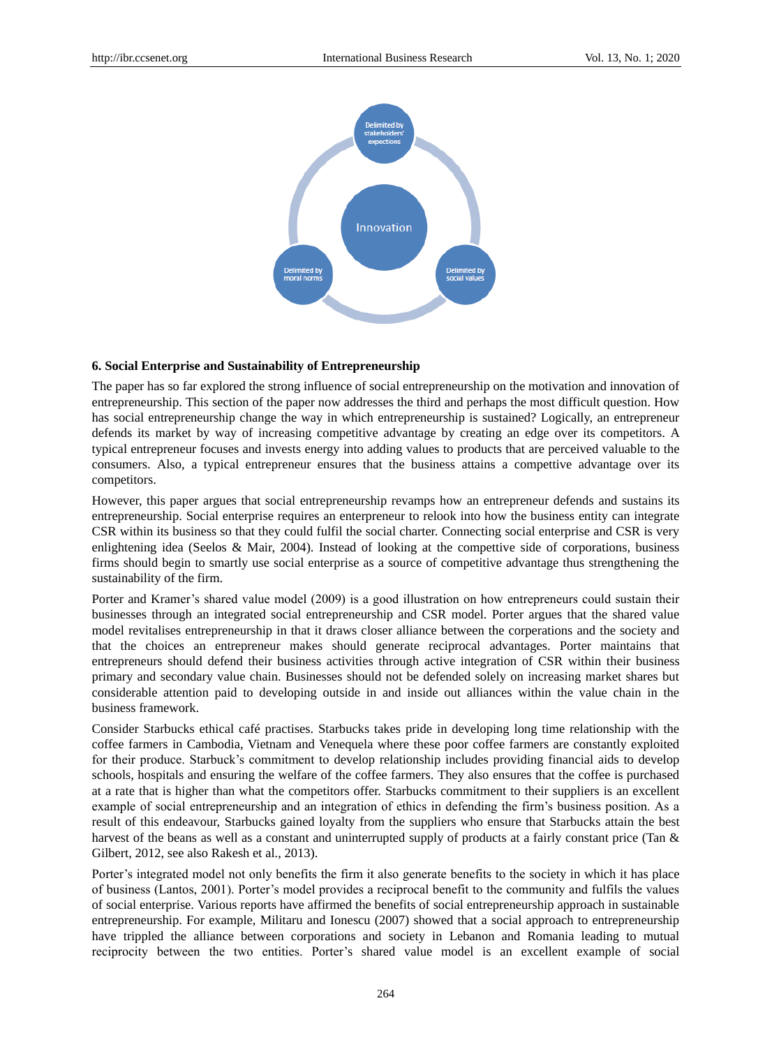## 6. Social Enterprise and Sustainability of Entrepreneurship

The paper has so far explored the strong influence of social entrepreneurship on the motivation and innovation of entrepreneurship. This section of the paper now addresses the third and perhaps the most difficult question. How has social entrepreneurship change the way in which entrepreneurship is sustained? Logically, an entrepreneur defends its market by way of increasing competitive advantage by creating an edge over its competitors. A typical entrepreneur focuses and invests energy into adding values to products that are perceived valuable to the consumers. Also, a typical entrepreneur ensures that the business attains a competive advantage over its competitors.

However, this paper argues that social entrepreneurship revamps how an entrepreneur defends and sustains its entrepreneurship. Social enterprise requires an enterpreneur to relook into how the business entity can integrate CSR within its business so that they could fulfil the social charter. Connecting social enterprise and CSR is very enlightening idea (Seelos & Mair, 2004). Instead of looking at the compettive side of corporations, business firms should begin to smartly use social enterprise as a source of competitive advantage thus strengthening the sustainability of the firm.

Porter and Kramer's shared value model (2009) is a good illustration on how entrepreneurs could sustain their businesses through an integrated social entrepreneurship and CSR model. Porter argues that the shared value model revitalises entrepreneurship in that it draws closer alliance between the corperations and the society and that the choices an entrepreneur makes should generate reciprocal advantages. Porter maintains that entrepreneurs should defend their business activities through active integration of CSR within their business primary and secondary value chain. Businesses should not be defended solely on increasing market shares but considerable attention paid to developing outside in and inside out alliances within the value chain in the business framework.

Consider Starbucks ethical café practises. Starbucks takes pride in developing long time relationship with the coffee farmers in Cambodia, Vietnam and Venequela where these poor coffee farmers are constantly exploited for their produce. Starbuck's commitment to develop relationship includes providing financial aids to develop schools, hospitals and ensuring the welfare of the coffee farmers. They also ensures that the coffee is purchased at a rate that is higher than what the competitors offer. Starbucks commitment to their suppliers is an excellent example of social entrepreneurship and an integration of ethics in defending the firm's business position. As a result of this endeavour, Starbucks gained loyalty from the suppliers who ensure that Starbucks attain the best harvest of the beans as well as a constant and uninterrupted supply of products at a fairly constant price (Tan & Gilbert, 2012, see also Rakesh et al., 2013).

Porter's integrated model not only benefits the firm it also generate benefits to the society in which it has place of business (Lantos, 2001). Porter's model provides a reciprocal benefit to the community and fulfils the values of social enterprise. Various reports have affirmed the benefits of social entrepreneurship approach in sustainable entrepreneurship. For example, Militaru and Ionescu (2007) showed that a social approach to entrepreneurship have trippled the alliance between corporations and society in Lebanon and Romania leading to mutual reciprocity between the two entities. Porter's shared value model is an excellent example of social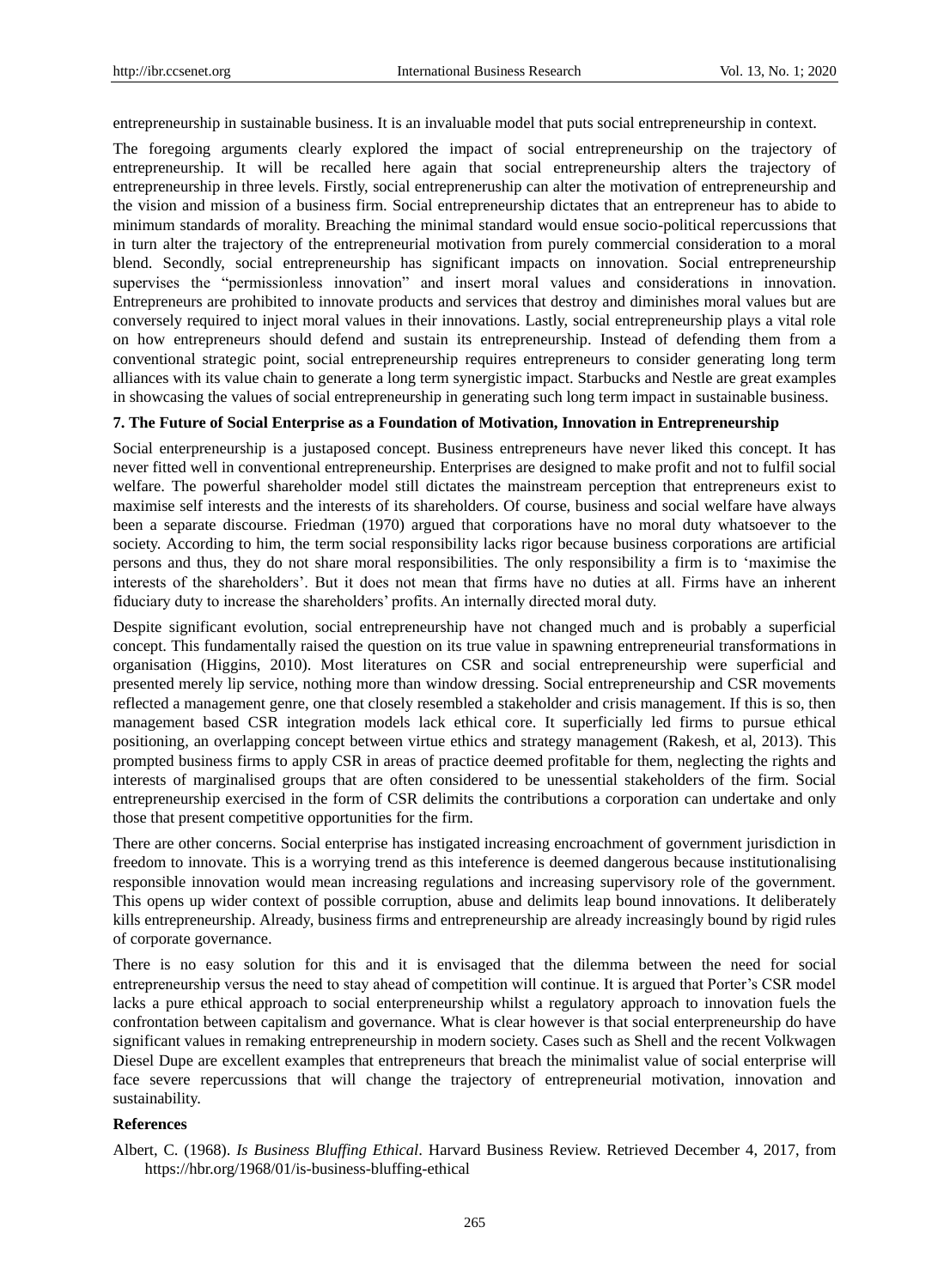entrepreneurship in sustainable business. It is an invaluable model that puts social entrepreneurship in context.

The foregoing arguments clearly explored the impact of social entrepreneurship on the trajectory of entrepreneurship. It will be recalled here again that social entrepreneurship alters the trajectory of entrepreneurship in three levels. Firstly, social entrepreneruship can alter the motivation of entrepreneurship and the vision and mission of a business firm. Social entrepreneurship dictates that an entrepreneur has to abide to minimum standards of morality. Breaching the minimal standard would ensue socio-political repercussions that in turn alter the trajectory of the entrepreneurial motivation from purely commercial consideration to a moral blend. Secondly, social entrepreneurship has significant impacts on innovation. Social entrepreneurship supervises the "permissionless innovation" and insert moral values and considerations in innovation. Entrepreneurs are prohibited to innovate products and services that destroy and diminishes moral values but are conversely required to inject moral values in their innovations. Lastly, social entrepreneurship plays a vital role on how entrepreneurs should defend and sustain its entrepreneurship. Instead of defending them from a conventional strategic point, social entrepreneurship requires entrepreneurs to consider generating long term alliances with its value chain to generate a long term synergistic impact. Starbucks and Nestle are great examples in showcasing the values of social entrepreneurship in generating such long term impact in sustainable business.

## 7. The Future of Social Enterprise as a Foundation of Motivation, Innovation in Entrepreneurship

Social enterpreneurship is a justaposed concept. Business entrepreneurs have never liked this concept. It has never fitted well in conventional entrepreneurship. Enterprises are designed to make profit and not to fulfil social welfare. The powerful shareholder model still dictates the mainstream perception that entrepreneurs exist to maximise self interests and the interests of its shareholders. Of course, business and social welfare have always been a separate discourse. Friedman (1970) argued that corporations have no moral duty whatsoever to the society. According to him, the term social responsibility lacks rigor because business corporations are artificial persons and thus, they do not share moral responsibilities. The only responsibility a firm is to 'maximise the interests of the shareholders'. But it does not mean that firms have no duties at all. Firms have an inherent fiduciary duty to increase the shareholders' profits. An internally directed moral duty.

Despite significant evolution, social entrepreneurship have not changed much and is probably a superficial concept. This fundamentally raised the question on its true value in spawning entrepreneurial transformations in organisation (Higgins, 2010). Most literatures on CSR and social entrepreneurship were superficial and presented merely lip service, nothing more than window dressing. Social entrepreneurship and CSR movements reflected a management genre, one that closely resembled a stakeholder and crisis management. If this is so, then management based CSR integration models lack ethical core. It superficially led firms to pursue ethical positioning, an overlapping concept between virtue ethics and strategy management (Rakesh, et al, 2013). This prompted business firms to apply CSR in areas of practice deemed profitable for them, neglecting the rights and interests of marginalised groups that are often considered to be unessential stakeholders of the firm. Social entrepreneurship exercised in the form of CSR delimits the contributions a corporation can undertake and only those that present competitive opportunities for the firm.

There are other concerns. Social enterprise has instigated increasing encroachment of government jurisdiction in freedom to innovate. This is a worrying trend as this inteference is deemed dangerous because institutionalising responsible innovation would mean increasing regulations and increasing supervisory role of the government. This opens up wider context of possible corruption, abuse and delimits leap bound innovations. It deliberately kills entrepreneurship. Already, business firms and entrepreneurship are already increasingly bound by rigid rules of corporate governance.

There is no easy solution for this and it is envisaged that the dilemma between the need for social entrepreneurship versus the need to stay ahead of competition will continue. It is argued that Porter's CSR model lacks a pure ethical approach to social entrepreneurship whilst a regulatory approach to innovation fuels the confrontation between capitalism and governance. What is clear however is that social enterpreneurship do have significant values in remaking entrepreneurship in modern society. Cases such as Shell and the recent Volkwagen Diesel Dupe are excellent examples that entrepreneurs that breach the minimalist value of social enterprise will face severe repercussions that will change the trajectory of entrepreneurial motivation, innovation and sustainability.

## References

Albert, C. (1968). *Is Business Bluffing Ethical*. Harvard Business Review. Retrieved December 4, 2017, from https://hbr.org/1968/01/is-business-bluffing-ethical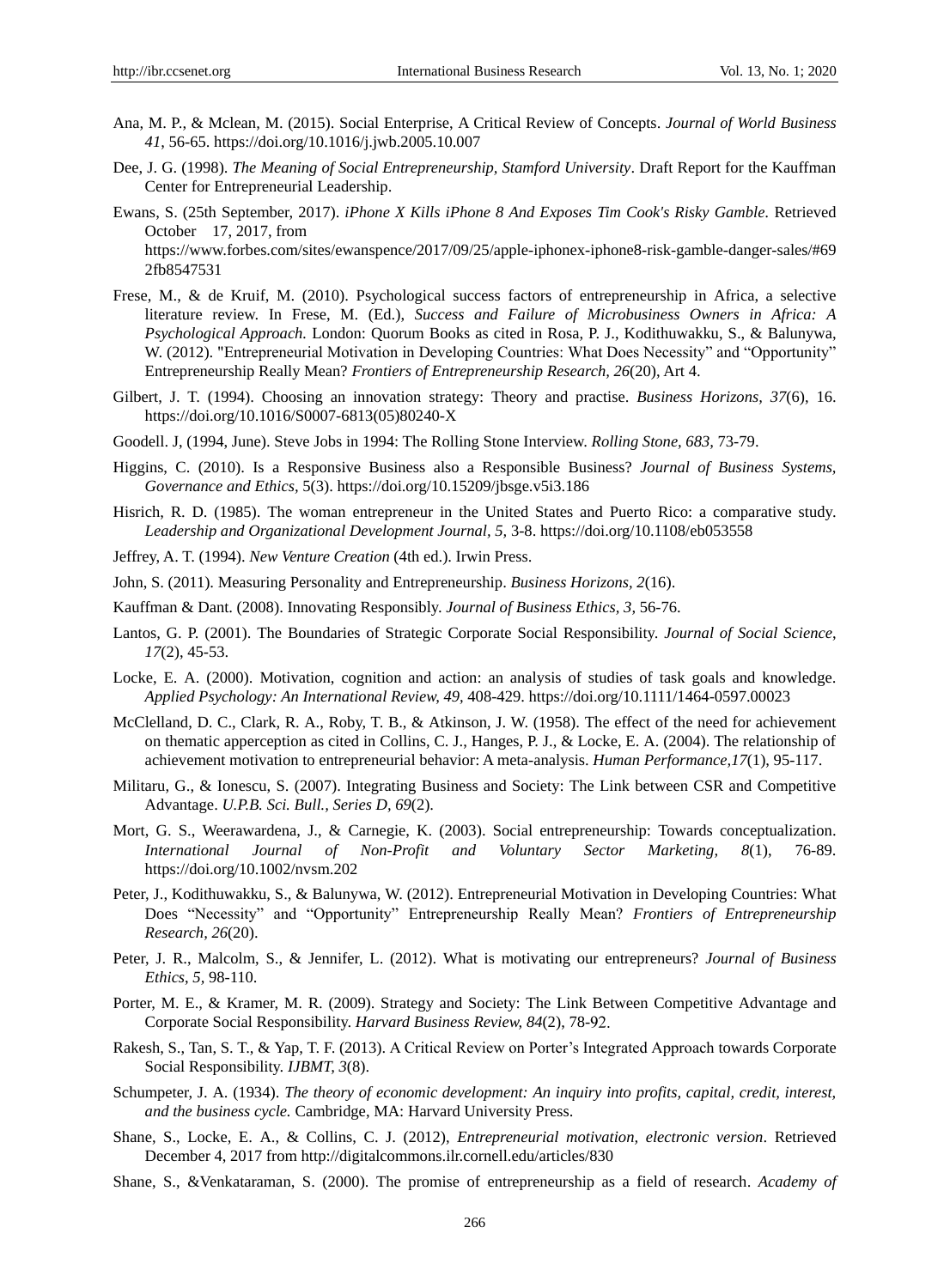Ana, M. P., & Mclean, M. (2015). Social Enterprise, A Critical Review of Concepts. *Journal of World Business 41*, 56-65. https://doi.org/10.1016/j.jwb.2005.10.007

Dee, J. G. (1998). *The Meaning of Social Entrepreneurship, Stamford University*. Draft Report for the Kauffman Center for Entrepreneurial Leadership.

Ewans, S. (25th September, 2017). *iPhone X Kills iPhone 8 And Exposes Tim Cook's Risky Gamble*. Retrieved October 17, 2017, from https://www.forbes.com/sites/ewanspence/2017/09/25/apple-iphonex-iphone8-risk-gamble-danger-sales/#692fb8547531

Frese, M., & de Kruif, M. (2010). Psychological success factors of entrepreneurship in Africa, a selective literature review. In Frese, M. (Ed.), *Success and Failure of Microbusiness Owners in Africa: A Psychological Approach.* London: Quorum Books as cited in Rosa, P. J., Kodithuwakku, S., & Balunywa, W. (2012). "Entrepreneurial Motivation in Developing Countries: What Does Necessity" and "Opportunity" Entrepreneurship Really Mean? *Frontiers of Entrepreneurship Research, 26*(20), Art 4.

Gilbert, J. T. (1994). Choosing an innovation strategy: Theory and practise. *Business Horizons, 37*(6), 16. https://doi.org/10.1016/S0007-6813(05)80240-X

Goodell. J, (1994, June). Steve Jobs in 1994: The Rolling Stone Interview. *Rolling Stone, 683,* 73-79.

Higgins, C. (2010). Is a Responsive Business also a Responsible Business? *Journal of Business Systems, Governance and Ethics,* 5(3). https://doi.org/10.15209/jbsge.v5i3.186

Hisrich, R. D. (1985). The woman entrepreneur in the United States and Puerto Rico: a comparative study. *Leadership and Organizational Development Journal, 5,* 3-8. https://doi.org/10.1108/eb053558

Jeffrey, A. T. (1994). *New Venture Creation* (4th ed.). Irwin Press.

John, S. (2011). Measuring Personality and Entrepreneurship. *Business Horizons, 2*(16).

Kauffman & Dant. (2008). Innovating Responsibly. *Journal of Business Ethics, 3,* 56-76.

Lantos, G. P. (2001). The Boundaries of Strategic Corporate Social Responsibility. *Journal of Social Science, 17*(2), 45-53.

Locke, E. A. (2000). Motivation, cognition and action: an analysis of studies of task goals and knowledge. *Applied Psychology: An International Review, 49,* 408-429. https://doi.org/10.1111/1464-0597.00023

McClelland, D. C., Clark, R. A., Roby, T. B., & Atkinson, J. W. (1958). The effect of the need for achievement on thematic apperception as cited in Collins, C. J., Hanges, P. J., & Locke, E. A. (2004). The relationship of achievement motivation to entrepreneurial behavior: A meta-analysis. *Human Performance,17*(1), 95-117.

Militaru, G., & Ionescu, S. (2007). Integrating Business and Society: The Link between CSR and Competitive Advantage. *U.P.B. Sci. Bull., Series D, 69*(2).

Mort, G. S., Weerawardena, J., & Carnegie, K. (2003). Social entrepreneurship: Towards conceptualization. *International Journal of Non-Profit and Voluntary Sector Marketing, 8*(1), 76-89. https://doi.org/10.1002/nvsm.202

Peter, J., Kodithuwakku, S., & Balunywa, W. (2012). Entrepreneurial Motivation in Developing Countries: What Does "Necessity" and "Opportunity" Entrepreneurship Really Mean? *Frontiers of Entrepreneurship Research, 26*(20).

Peter, J. R., Malcolm, S., & Jennifer, L. (2012). What is motivating our entrepreneurs? *Journal of Business Ethics, 5,* 98-110.

Porter, M. E., & Kramer, M. R. (2009). Strategy and Society: The Link Between Competitive Advantage and Corporate Social Responsibility. *Harvard Business Review, 84*(2), 78-92.

Rakesh, S., Tan, S. T., & Yap, T. F. (2013). A Critical Review on Porter's Integrated Approach towards Corporate Social Responsibility. *IJBMT, 3*(8).

Schumpeter, J. A. (1934). *The theory of economic development: An inquiry into profits, capital, credit, interest, and the business cycle.* Cambridge, MA: Harvard University Press.

Shane, S., Locke, E. A., & Collins, C. J. (2012), *Entrepreneurial motivation, electronic version*. Retrieved December 4, 2017 from http://digitalcommons.ilr.cornell.edu/articles/830

Shane, S., &Venkataraman, S. (2000). The promise of entrepreneurship as a field of research. *Academy of*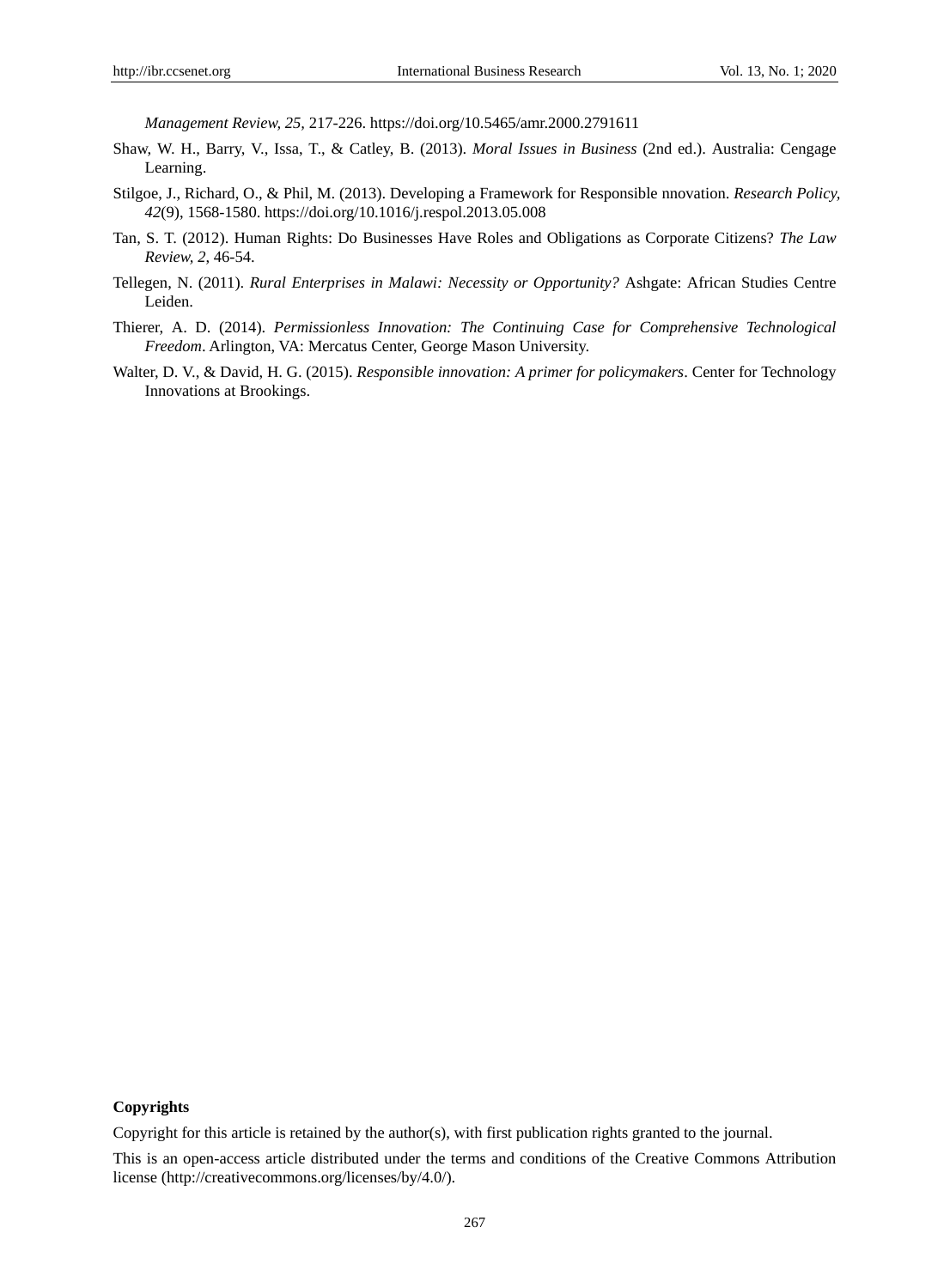*Management Review, 25*, 217-226. https://doi.org/10.5465/amr.2000.2791611

Shaw, W. H., Barry, V., Issa, T., & Catley, B. (2013). *Moral Issues in Business* (2nd ed.). Australia: Cengage Learning.

Stilgoe, J., Richard, O., & Phil, M. (2013). Developing a Framework for Responsible nnovation. *Research Policy, 42*(9), 1568-1580. https://doi.org/10.1016/j.respol.2013.05.008

Tan, S. T. (2012). Human Rights: Do Businesses Have Roles and Obligations as Corporate Citizens? *The Law Review, 2*, 46-54.

Tellegen, N. (2011). *Rural Enterprises in Malawi: Necessity or Opportunity?* Ashgate: African Studies Centre Leiden.

Thierer, A. D. (2014). *Permissionless Innovation: The Continuing Case for Comprehensive Technological Freedom*. Arlington, VA: Mercatus Center, George Mason University.

Walter, D. V., & David, H. G. (2015). *Responsible innovation: A primer for policymakers*. Center for Technology Innovations at Brookings.

**Copyrights**

Copyright for this article is retained by the author(s), with first publication rights granted to the journal.

This is an open-access article distributed under the terms and conditions of the Creative Commons Attribution license (http://creativecommons.org/licenses/by/4.0/).